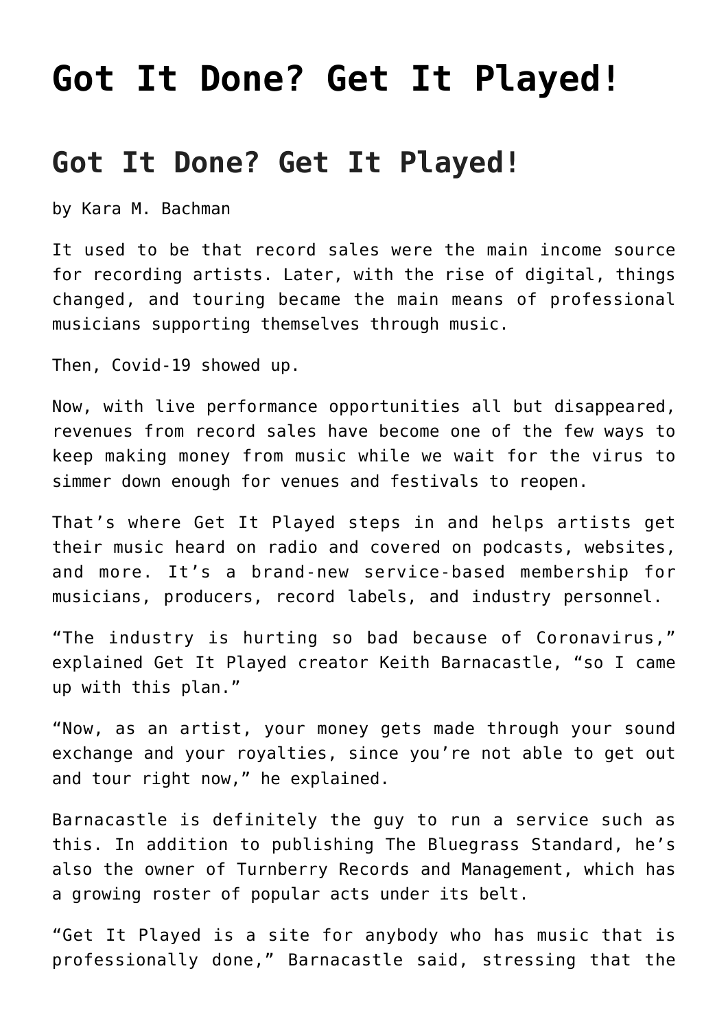# Got It Done? Get It Played!

## Got It Done? Get It Played!

by Kara M. Bachman

It used to be that record sales were the main income source for recording artists. Later, with the rise of digital, things changed, and touring became the main means of professional musicians supporting themselves through music.

Then, Covid-19 showed up.

Now, with live performance opportunities all but disappeared, revenues from record sales have become one of the few ways to keep making money from music while we wait for the virus to simmer down enough for venues and festivals to reopen.

That's where Get It Played steps in and helps artists get their music heard on radio and covered on podcasts, websites, and more. It's a brand-new service-based membership for musicians, producers, record labels, and industry personnel.

"The industry is hurting so bad because of Coronavirus," explained Get It Played creator Keith Barnacastle, "so I came up with this plan."

"Now, as an artist, your money gets made through your sound exchange and your royalties, since you're not able to get out and tour right now," he explained.

Barnacastle is definitely the guy to run a service such as this. In addition to publishing The Bluegrass Standard, he's also the owner of Turnberry Records and Management, which has a growing roster of popular acts under its belt.

"Get It Played is a site for anybody who has music that is professionally done," Barnacastle said, stressing that the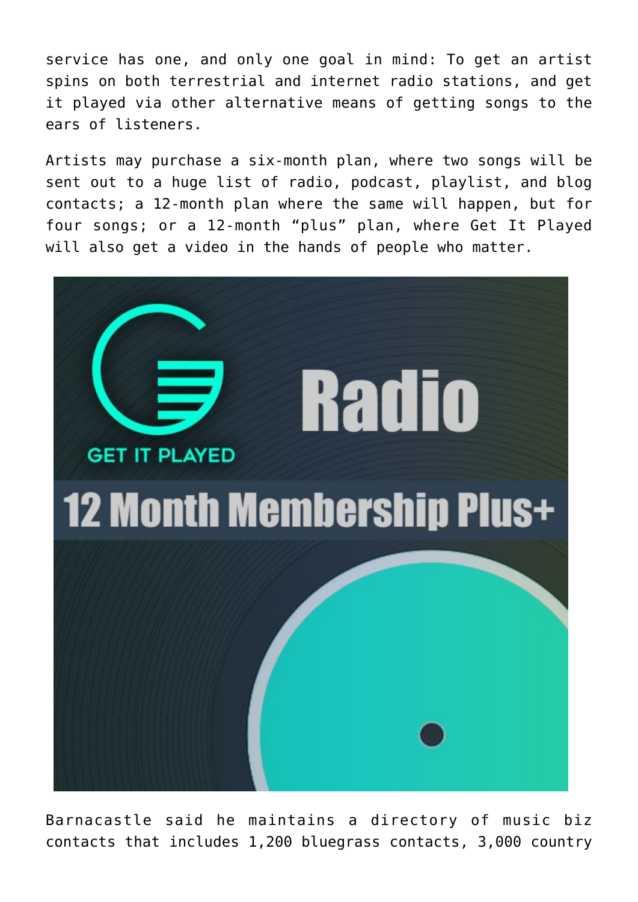service has one, and only one goal in mind: To get an artist spins on both terrestrial and internet radio stations, and get it played via other alternative means of getting songs to the ears of listeners.

Artists may purchase a six-month plan, where two songs will be sent out to a huge list of radio, podcast, playlist, and blog contacts; a 12-month plan where the same will happen, but for four songs; or a 12-month “plus” plan, where Get It Played will also get a video in the hands of people who matter.

Barnacastle said he maintains a directory of music biz contacts that includes 1,200 bluegrass contacts, 3,000 country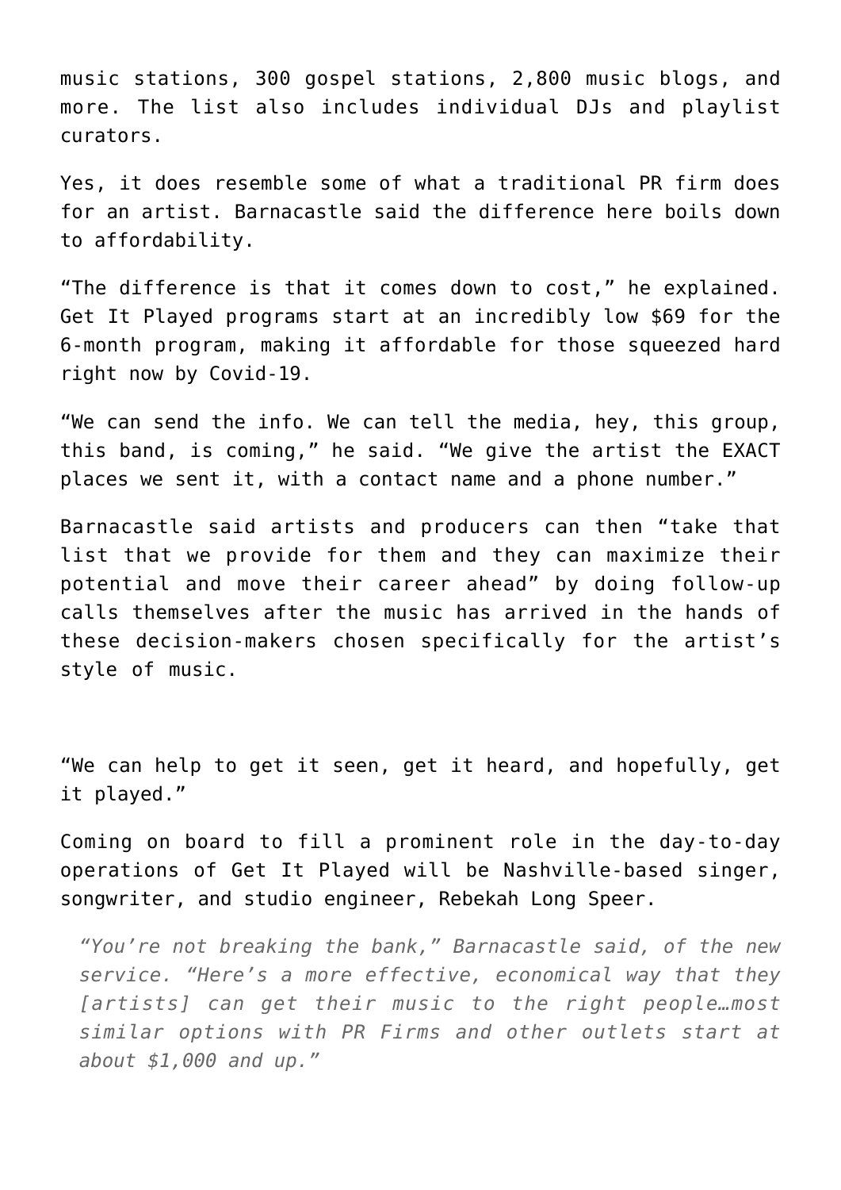music stations, 300 gospel stations, 2,800 music blogs, and more. The list also includes individual DJs and playlist curators.

Yes, it does resemble some of what a traditional PR firm does for an artist. Barnacastle said the difference here boils down to affordability.

“The difference is that it comes down to cost,” he explained. Get It Played programs start at an incredibly low $69 for the 6-month program, making it affordable for those squeezed hard right now by Covid-19.

“We can send the info. We can tell the media, hey, this group, this band, is coming,” he said. “We give the artist the EXACT places we sent it, with a contact name and a phone number.”

Barnacastle said artists and producers can then “take that list that we provide for them and they can maximize their potential and move their career ahead” by doing follow-up calls themselves after the music has arrived in the hands of these decision-makers chosen specifically for the artist’s style of music.

“We can help to get it seen, get it heard, and hopefully, get it played.”

Coming on board to fill a prominent role in the day-to-day operations of Get It Played will be Nashville-based singer, songwriter, and studio engineer, Rebekah Long Speer.

> *“You’re not breaking the bank,” Barnacastle said, of the new service. “Here’s a more effective, economical way that they [artists] can get their music to the right people…most similar options with PR Firms and other outlets start at about $1,000 and up.”*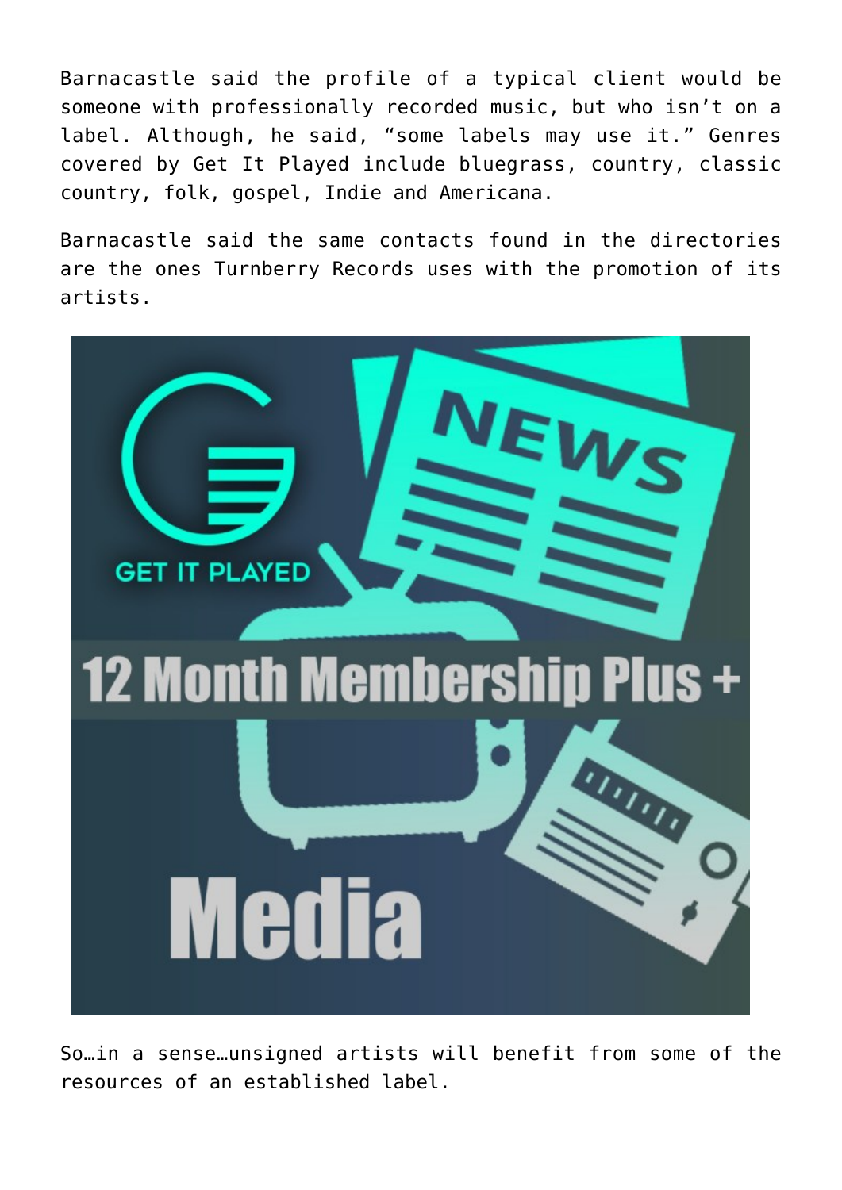Barnacastle said the profile of a typical client would be someone with professionally recorded music, but who isn't on a label. Although, he said, "some labels may use it." Genres covered by Get It Played include bluegrass, country, classic country, folk, gospel, Indie and Americana.

Barnacastle said the same contacts found in the directories are the ones Turnberry Records uses with the promotion of its artists.

So…in a sense…unsigned artists will benefit from some of the resources of an established label.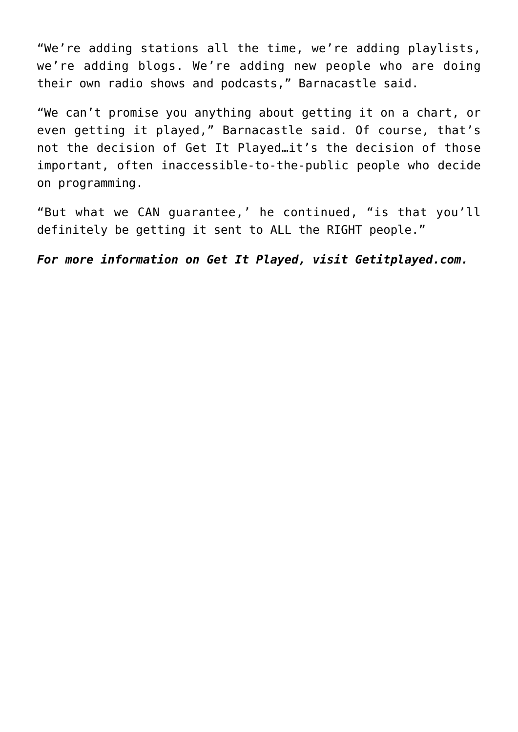“We’re adding stations all the time, we’re adding playlists, we’re adding blogs. We’re adding new people who are doing their own radio shows and podcasts,” Barnacastle said.

“We can’t promise you anything about getting it on a chart, or even getting it played,” Barnacastle said. Of course, that’s not the decision of Get It Played…it’s the decision of those important, often inaccessible-to-the-public people who decide on programming.

“But what we CAN guarantee,’ he continued, “is that you’ll definitely be getting it sent to ALL the RIGHT people.”

***For more information on Get It Played, visit Getitplayed.com.***